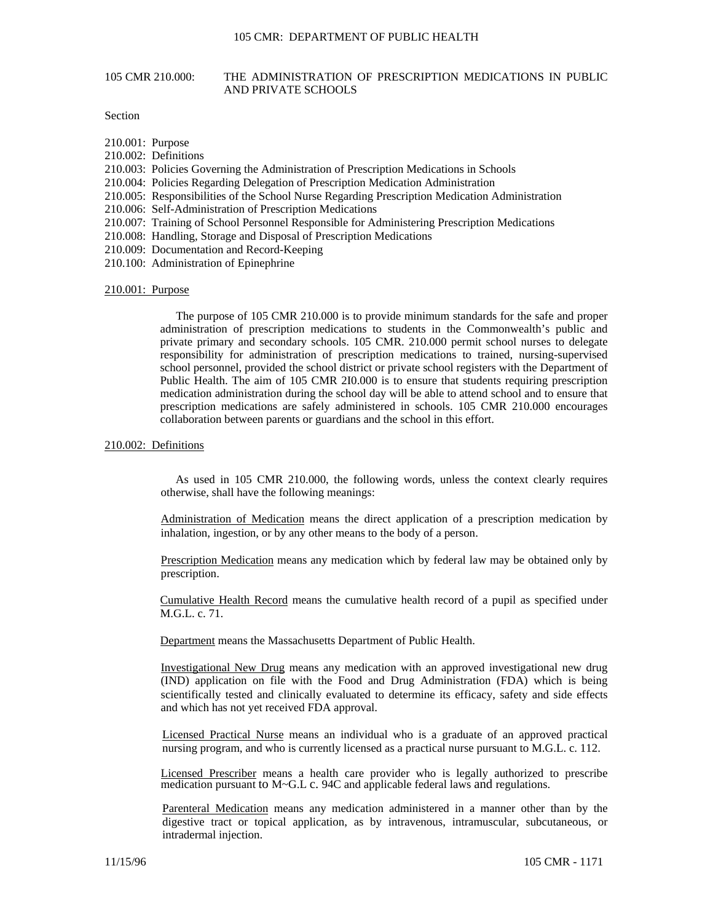# 105 CMR 210.000: THE ADMINISTRATION OF PRESCRIPTION MEDICATIONS IN PUBLIC AND PRIVATE SCHOOLS

Section

210.001: Purpose
210.002: Definitions
210.003: Policies Governing the Administration of Prescription Medications in Schools
210.004: Policies Regarding Delegation of Prescription Medication Administration
210.005: Responsibilities of the School Nurse Regarding Prescription Medication Administration
210.006: Self-Administration of Prescription Medications
210.007: Training of School Personnel Responsible for Administering Prescription Medications
210.008: Handling, Storage and Disposal of Prescription Medications
210.009: Documentation and Record-Keeping
210.100: Administration of Epinephrine

## 210.001: Purpose

The purpose of 105 CMR 210.000 is to provide minimum standards for the safe and proper administration of prescription medications to students in the Commonwealth's public and private primary and secondary schools. 105 CMR. 210.000 permit school nurses to delegate responsibility for administration of prescription medications to trained, nursing-supervised school personnel, provided the school district or private school registers with the Department of Public Health. The aim of 105 CMR 2I0.000 is to ensure that students requiring prescription medication administration during the school day will be able to attend school and to ensure that prescription medications are safely administered in schools. 105 CMR 210.000 encourages collaboration between parents or guardians and the school in this effort.

## 210.002: Definitions

As used in 105 CMR 210.000, the following words, unless the context clearly requires otherwise, shall have the following meanings:

Administration of Medication means the direct application of a prescription medication by inhalation, ingestion, or by any other means to the body of a person.

Prescription Medication means any medication which by federal law may be obtained only by prescription.

Cumulative Health Record means the cumulative health record of a pupil as specified under M.G.L. c. 71.

Department means the Massachusetts Department of Public Health.

Investigational New Drug means any medication with an approved investigational new drug (IND) application on file with the Food and Drug Administration (FDA) which is being scientifically tested and clinically evaluated to determine its efficacy, safety and side effects and which has not yet received FDA approval.

Licensed Practical Nurse means an individual who is a graduate of an approved practical nursing program, and who is currently licensed as a practical nurse pursuant to M.G.L. c. 112.

Licensed Prescriber means a health care provider who is legally authorized to prescribe medication pursuant to M~G.L c. 94C and applicable federal laws and regulations.

Parenteral Medication means any medication administered in a manner other than by the digestive tract or topical application, as by intravenous, intramuscular, subcutaneous, or intradermal injection.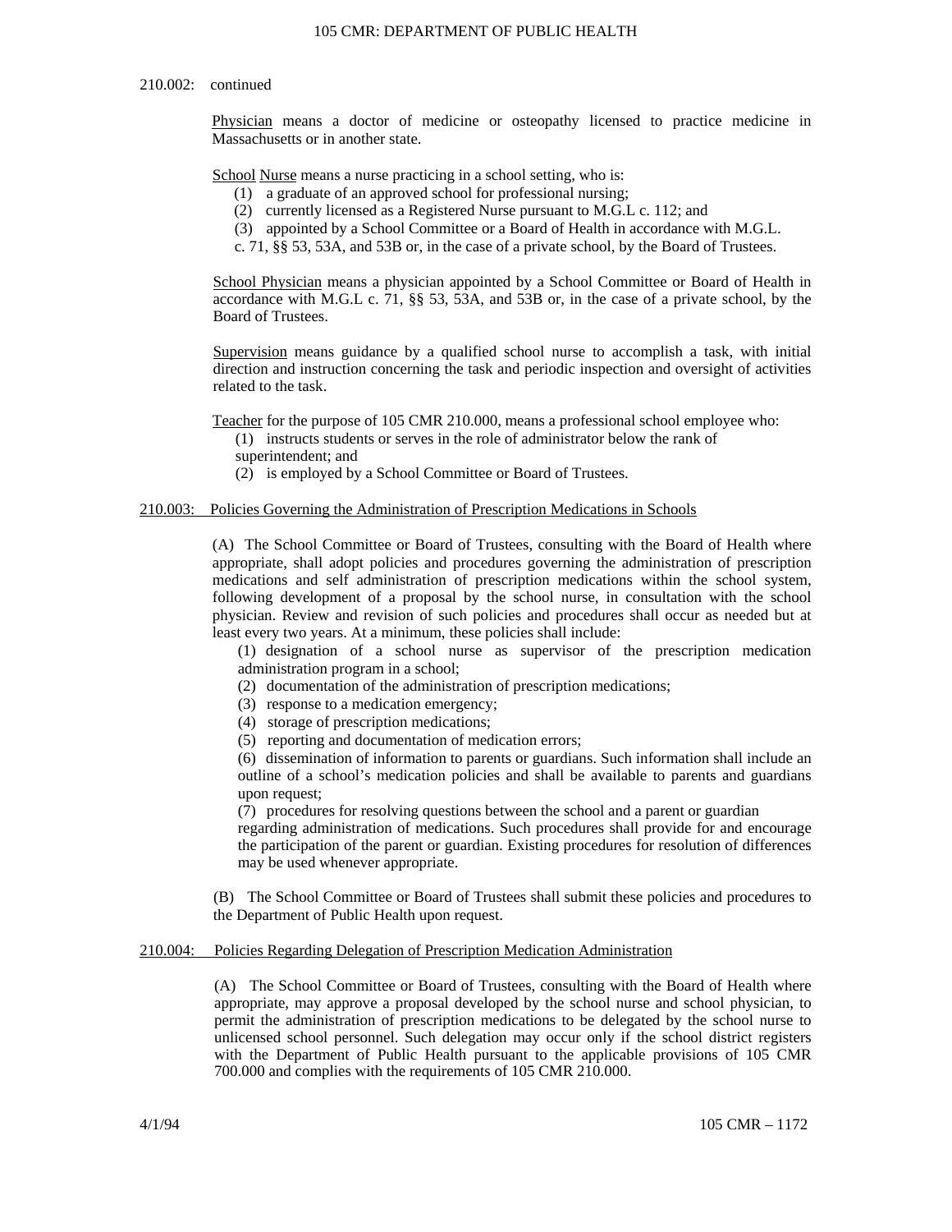210.002: continued

Physician means a doctor of medicine or osteopathy licensed to practice medicine in Massachusetts or in another state.

School Nurse means a nurse practicing in a school setting, who is:

(1) a graduate of an approved school for professional nursing;
(2) currently licensed as a Registered Nurse pursuant to M.G.L c. 112; and
(3) appointed by a School Committee or a Board of Health in accordance with M.G.L. c. 71, §§ 53, 53A, and 53B or, in the case of a private school, by the Board of Trustees.

School Physician means a physician appointed by a School Committee or Board of Health in accordance with M.G.L c. 71, §§ 53, 53A, and 53B or, in the case of a private school, by the Board of Trustees.

Supervision means guidance by a qualified school nurse to accomplish a task, with initial direction and instruction concerning the task and periodic inspection and oversight of activities related to the task.

Teacher for the purpose of 105 CMR 210.000, means a professional school employee who:

(1) instructs students or serves in the role of administrator below the rank of superintendent; and
(2) is employed by a School Committee or Board of Trustees.

## 210.003: Policies Governing the Administration of Prescription Medications in Schools

(A) The School Committee or Board of Trustees, consulting with the Board of Health where appropriate, shall adopt policies and procedures governing the administration of prescription medications and self administration of prescription medications within the school system, following development of a proposal by the school nurse, in consultation with the school physician. Review and revision of such policies and procedures shall occur as needed but at least every two years. At a minimum, these policies shall include:

(1) designation of a school nurse as supervisor of the prescription medication administration program in a school;
(2) documentation of the administration of prescription medications;
(3) response to a medication emergency;
(4) storage of prescription medications;
(5) reporting and documentation of medication errors;
(6) dissemination of information to parents or guardians. Such information shall include an outline of a school's medication policies and shall be available to parents and guardians upon request;
(7) procedures for resolving questions between the school and a parent or guardian regarding administration of medications. Such procedures shall provide for and encourage the participation of the parent or guardian. Existing procedures for resolution of differences may be used whenever appropriate.

(B) The School Committee or Board of Trustees shall submit these policies and procedures to the Department of Public Health upon request.

## 210.004: Policies Regarding Delegation of Prescription Medication Administration

(A) The School Committee or Board of Trustees, consulting with the Board of Health where appropriate, may approve a proposal developed by the school nurse and school physician, to permit the administration of prescription medications to be delegated by the school nurse to unlicensed school personnel. Such delegation may occur only if the school district registers with the Department of Public Health pursuant to the applicable provisions of 105 CMR 700.000 and complies with the requirements of 105 CMR 210.000.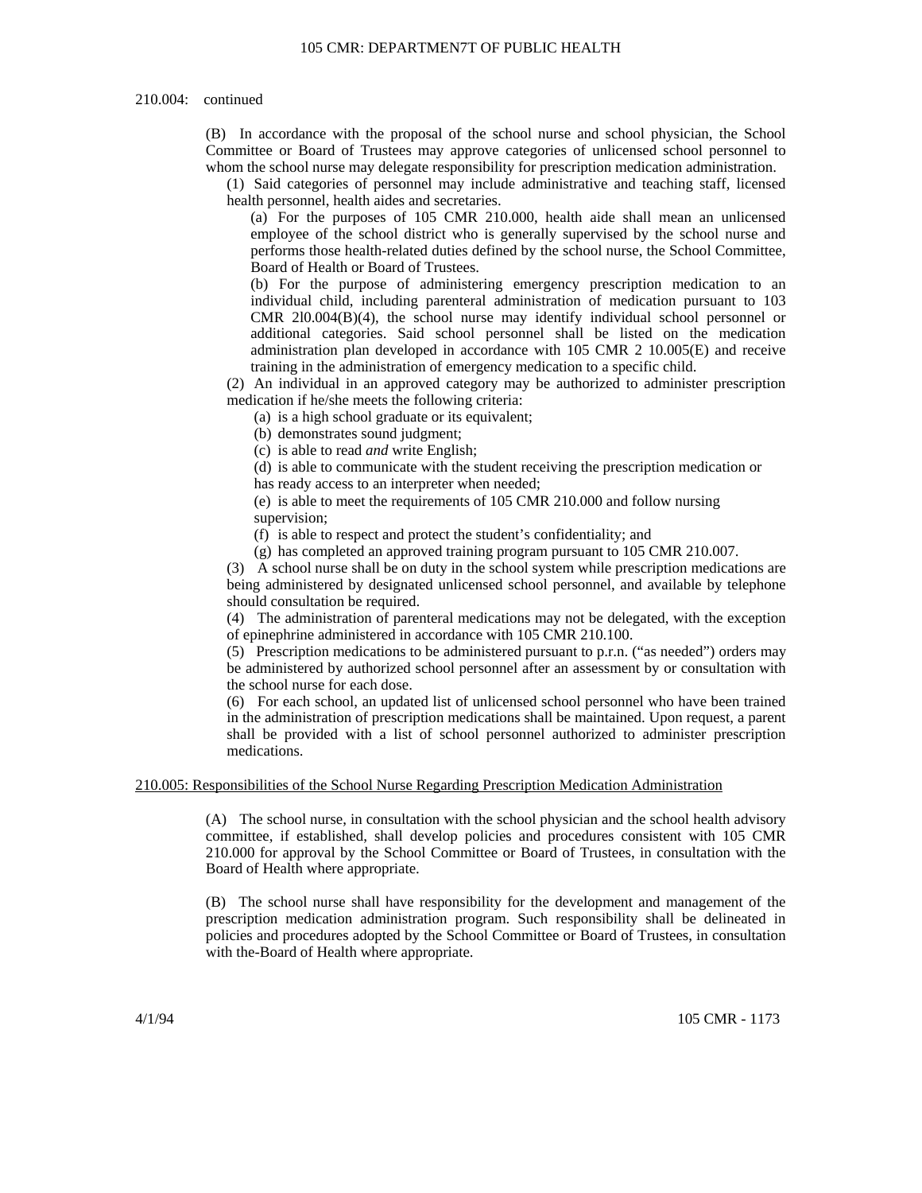210.004: continued

(B) In accordance with the proposal of the school nurse and school physician, the School Committee or Board of Trustees may approve categories of unlicensed school personnel to whom the school nurse may delegate responsibility for prescription medication administration.

(1) Said categories of personnel may include administrative and teaching staff, licensed health personnel, health aides and secretaries.

(a) For the purposes of 105 CMR 210.000, health aide shall mean an unlicensed employee of the school district who is generally supervised by the school nurse and performs those health-related duties defined by the school nurse, the School Committee, Board of Health or Board of Trustees.

(b) For the purpose of administering emergency prescription medication to an individual child, including parenteral administration of medication pursuant to 103 CMR 2l0.004(B)(4), the school nurse may identify individual school personnel or additional categories. Said school personnel shall be listed on the medication administration plan developed in accordance with 105 CMR 2 10.005(E) and receive training in the administration of emergency medication to a specific child.

(2) An individual in an approved category may be authorized to administer prescription medication if he/she meets the following criteria:

(a) is a high school graduate or its equivalent;

(b) demonstrates sound judgment;

(c) is able to read *and* write English;

(d) is able to communicate with the student receiving the prescription medication or has ready access to an interpreter when needed;

(e) is able to meet the requirements of 105 CMR 210.000 and follow nursing supervision;

(f) is able to respect and protect the student's confidentiality; and

(g) has completed an approved training program pursuant to 105 CMR 210.007.

(3) A school nurse shall be on duty in the school system while prescription medications are being administered by designated unlicensed school personnel, and available by telephone should consultation be required.

(4) The administration of parenteral medications may not be delegated, with the exception of epinephrine administered in accordance with 105 CMR 210.100.

(5) Prescription medications to be administered pursuant to p.r.n. ("as needed") orders may be administered by authorized school personnel after an assessment by or consultation with the school nurse for each dose.

(6) For each school, an updated list of unlicensed school personnel who have been trained in the administration of prescription medications shall be maintained. Upon request, a parent shall be provided with a list of school personnel authorized to administer prescription medications.

210.005: Responsibilities of the School Nurse Regarding Prescription Medication Administration

(A) The school nurse, in consultation with the school physician and the school health advisory committee, if established, shall develop policies and procedures consistent with 105 CMR 210.000 for approval by the School Committee or Board of Trustees, in consultation with the Board of Health where appropriate.

(B) The school nurse shall have responsibility for the development and management of the prescription medication administration program. Such responsibility shall be delineated in policies and procedures adopted by the School Committee or Board of Trustees, in consultation with the-Board of Health where appropriate.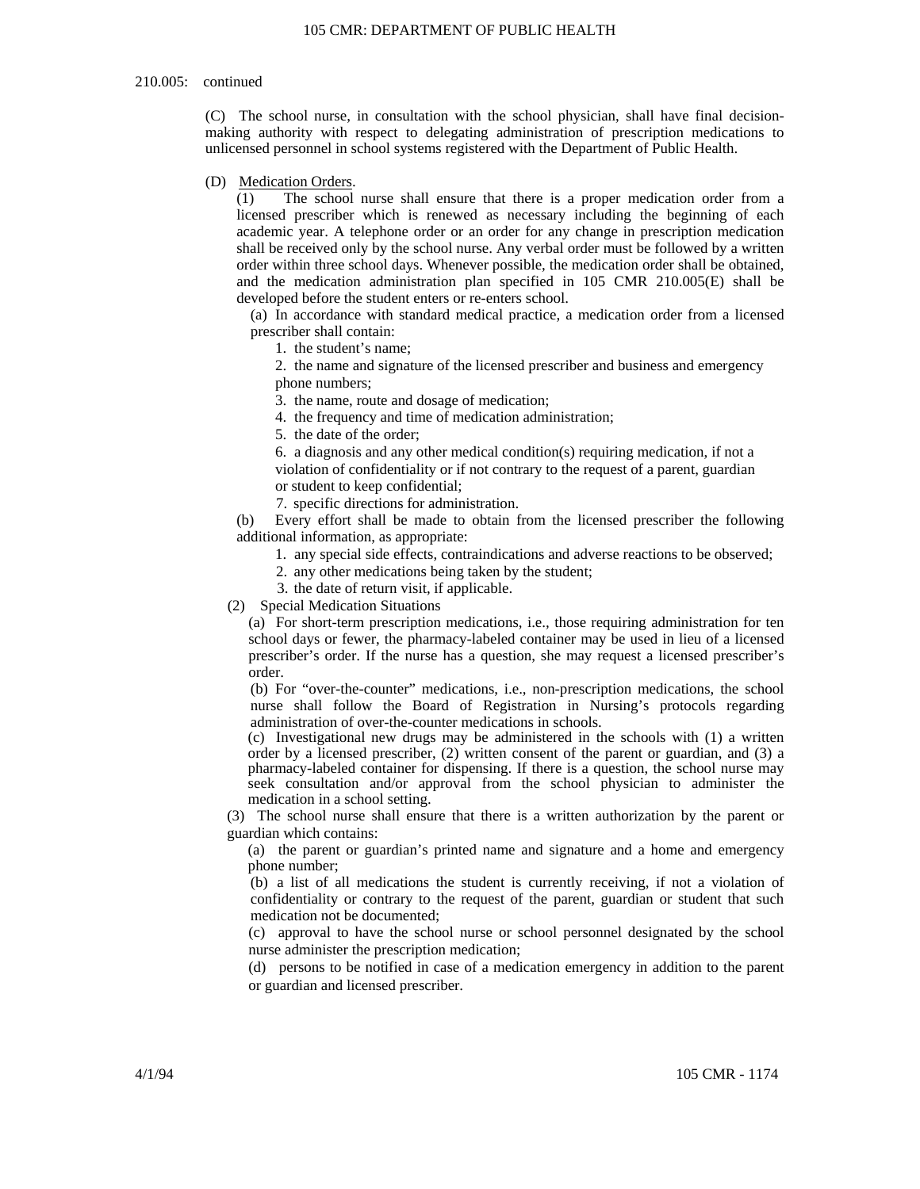210.005: continued

(C) The school nurse, in consultation with the school physician, shall have final decision-making authority with respect to delegating administration of prescription medications to unlicensed personnel in school systems registered with the Department of Public Health.

(D) Medication Orders.

(1) The school nurse shall ensure that there is a proper medication order from a licensed prescriber which is renewed as necessary including the beginning of each academic year. A telephone order or an order for any change in prescription medication shall be received only by the school nurse. Any verbal order must be followed by a written order within three school days. Whenever possible, the medication order shall be obtained, and the medication administration plan specified in 105 CMR 210.005(E) shall be developed before the student enters or re-enters school.

(a) In accordance with standard medical practice, a medication order from a licensed prescriber shall contain:

1. the student's name;
2. the name and signature of the licensed prescriber and business and emergency phone numbers;
3. the name, route and dosage of medication;
4. the frequency and time of medication administration;
5. the date of the order;
6. a diagnosis and any other medical condition(s) requiring medication, if not a violation of confidentiality or if not contrary to the request of a parent, guardian or student to keep confidential;
7. specific directions for administration.

(b) Every effort shall be made to obtain from the licensed prescriber the following additional information, as appropriate:

1. any special side effects, contraindications and adverse reactions to be observed;
2. any other medications being taken by the student;
3. the date of return visit, if applicable.

(2) Special Medication Situations

(a) For short-term prescription medications, i.e., those requiring administration for ten school days or fewer, the pharmacy-labeled container may be used in lieu of a licensed prescriber's order. If the nurse has a question, she may request a licensed prescriber's order.

(b) For "over-the-counter" medications, i.e., non-prescription medications, the school nurse shall follow the Board of Registration in Nursing's protocols regarding administration of over-the-counter medications in schools.

(c) Investigational new drugs may be administered in the schools with (1) a written order by a licensed prescriber, (2) written consent of the parent or guardian, and (3) a pharmacy-labeled container for dispensing. If there is a question, the school nurse may seek consultation and/or approval from the school physician to administer the medication in a school setting.

(3) The school nurse shall ensure that there is a written authorization by the parent or guardian which contains:

(a) the parent or guardian's printed name and signature and a home and emergency phone number;

(b) a list of all medications the student is currently receiving, if not a violation of confidentiality or contrary to the request of the parent, guardian or student that such medication not be documented;

(c) approval to have the school nurse or school personnel designated by the school nurse administer the prescription medication;

(d) persons to be notified in case of a medication emergency in addition to the parent or guardian and licensed prescriber.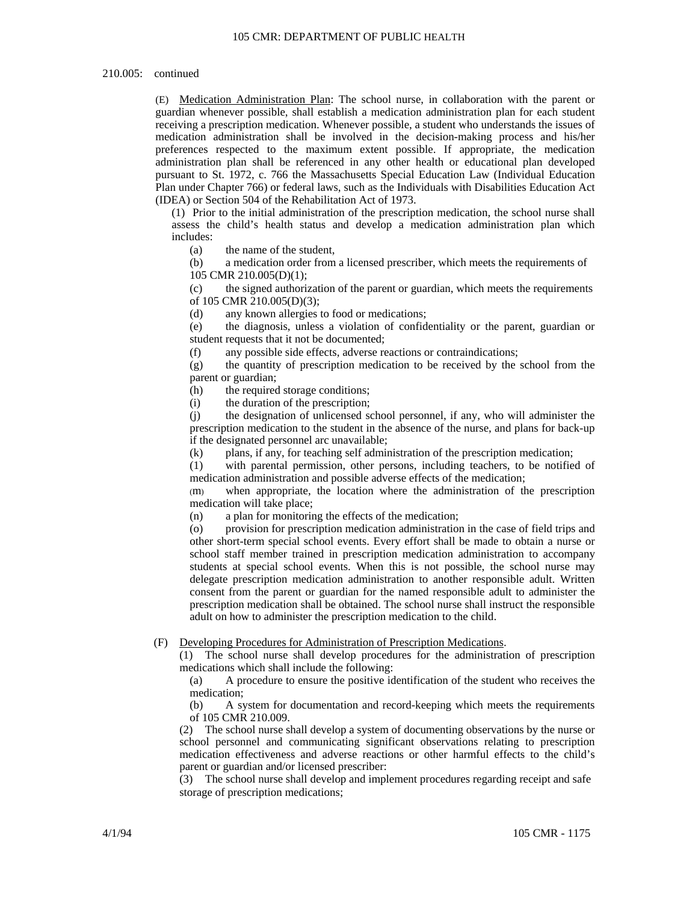210.005: continued

(E) Medication Administration Plan: The school nurse, in collaboration with the parent or guardian whenever possible, shall establish a medication administration plan for each student receiving a prescription medication. Whenever possible, a student who understands the issues of medication administration shall be involved in the decision-making process and his/her preferences respected to the maximum extent possible. If appropriate, the medication administration plan shall be referenced in any other health or educational plan developed pursuant to St. 1972, c. 766 the Massachusetts Special Education Law (Individual Education Plan under Chapter 766) or federal laws, such as the Individuals with Disabilities Education Act (IDEA) or Section 504 of the Rehabilitation Act of 1973.

(1) Prior to the initial administration of the prescription medication, the school nurse shall assess the child's health status and develop a medication administration plan which includes:

(a) the name of the student,

(b) a medication order from a licensed prescriber, which meets the requirements of 105 CMR 210.005(D)(1);

(c) the signed authorization of the parent or guardian, which meets the requirements of 105 CMR 210.005(D)(3);

(d) any known allergies to food or medications;

(e) the diagnosis, unless a violation of confidentiality or the parent, guardian or student requests that it not be documented;

(f) any possible side effects, adverse reactions or contraindications;

(g) the quantity of prescription medication to be received by the school from the parent or guardian;

(h) the required storage conditions;

(i) the duration of the prescription;

(j) the designation of unlicensed school personnel, if any, who will administer the prescription medication to the student in the absence of the nurse, and plans for back-up if the designated personnel arc unavailable;

(k) plans, if any, for teaching self administration of the prescription medication;

(l) with parental permission, other persons, including teachers, to be notified of medication administration and possible adverse effects of the medication;

(m) when appropriate, the location where the administration of the prescription medication will take place;

(n) a plan for monitoring the effects of the medication;

(o) provision for prescription medication administration in the case of field trips and other short-term special school events. Every effort shall be made to obtain a nurse or school staff member trained in prescription medication administration to accompany students at special school events. When this is not possible, the school nurse may delegate prescription medication administration to another responsible adult. Written consent from the parent or guardian for the named responsible adult to administer the prescription medication shall be obtained. The school nurse shall instruct the responsible adult on how to administer the prescription medication to the child.

(F) Developing Procedures for Administration of Prescription Medications.

(1) The school nurse shall develop procedures for the administration of prescription medications which shall include the following:

(a) A procedure to ensure the positive identification of the student who receives the medication;

(b) A system for documentation and record-keeping which meets the requirements of 105 CMR 210.009.

(2) The school nurse shall develop a system of documenting observations by the nurse or school personnel and communicating significant observations relating to prescription medication effectiveness and adverse reactions or other harmful effects to the child's parent or guardian and/or licensed prescriber:

(3) The school nurse shall develop and implement procedures regarding receipt and safe storage of prescription medications;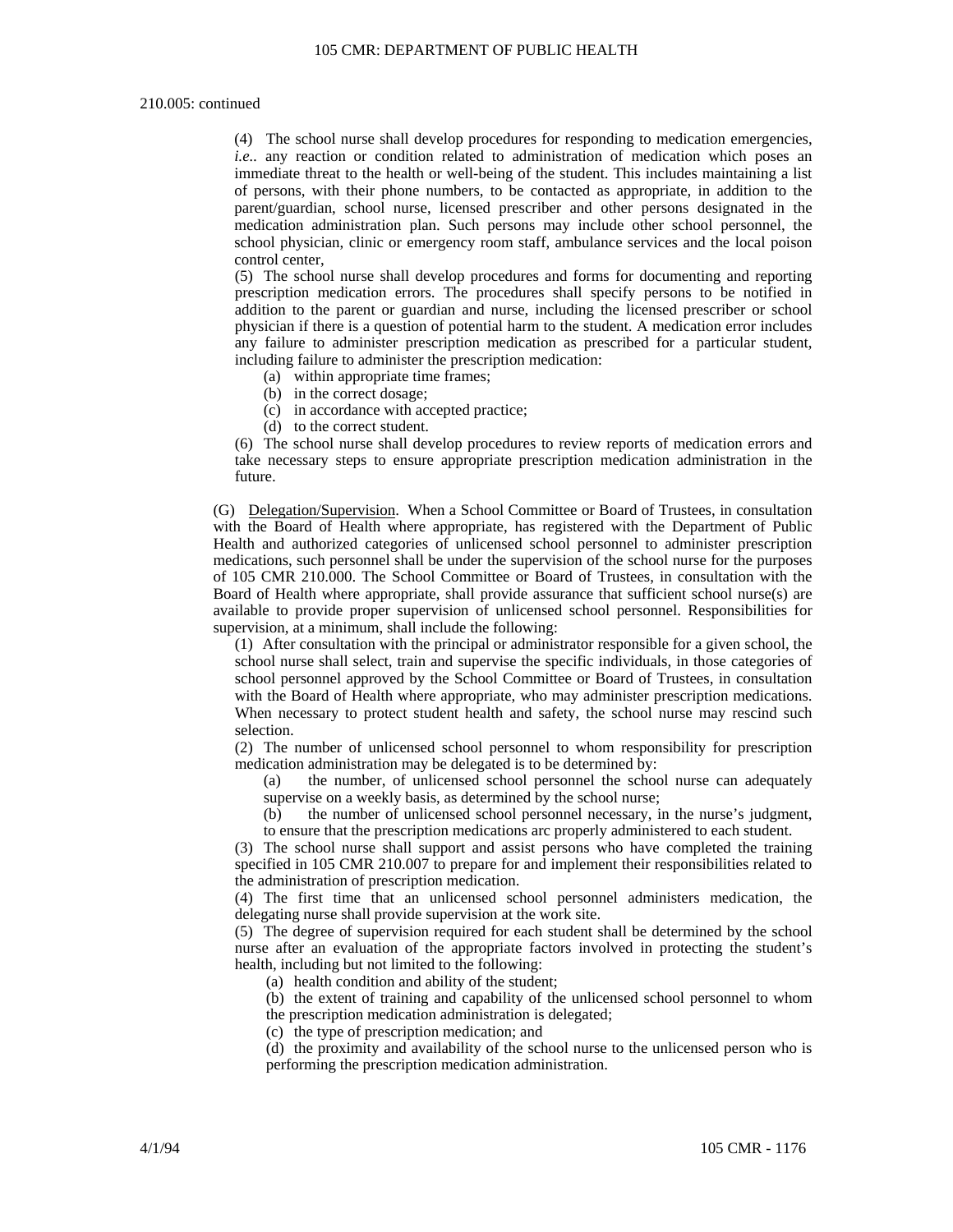210.005: continued

(4) The school nurse shall develop procedures for responding to medication emergencies, *i.e.*. any reaction or condition related to administration of medication which poses an immediate threat to the health or well-being of the student. This includes maintaining a list of persons, with their phone numbers, to be contacted as appropriate, in addition to the parent/guardian, school nurse, licensed prescriber and other persons designated in the medication administration plan. Such persons may include other school personnel, the school physician, clinic or emergency room staff, ambulance services and the local poison control center,

(5) The school nurse shall develop procedures and forms for documenting and reporting prescription medication errors. The procedures shall specify persons to be notified in addition to the parent or guardian and nurse, including the licensed prescriber or school physician if there is a question of potential harm to the student. A medication error includes any failure to administer prescription medication as prescribed for a particular student, including failure to administer the prescription medication:

- (a) within appropriate time frames;
- (b) in the correct dosage;
- (c) in accordance with accepted practice;
- (d) to the correct student.

(6) The school nurse shall develop procedures to review reports of medication errors and take necessary steps to ensure appropriate prescription medication administration in the future.

(G) Delegation/Supervision. When a School Committee or Board of Trustees, in consultation with the Board of Health where appropriate, has registered with the Department of Public Health and authorized categories of unlicensed school personnel to administer prescription medications, such personnel shall be under the supervision of the school nurse for the purposes of 105 CMR 210.000. The School Committee or Board of Trustees, in consultation with the Board of Health where appropriate, shall provide assurance that sufficient school nurse(s) are available to provide proper supervision of unlicensed school personnel. Responsibilities for supervision, at a minimum, shall include the following:

(1) After consultation with the principal or administrator responsible for a given school, the school nurse shall select, train and supervise the specific individuals, in those categories of school personnel approved by the School Committee or Board of Trustees, in consultation with the Board of Health where appropriate, who may administer prescription medications. When necessary to protect student health and safety, the school nurse may rescind such selection.

(2) The number of unlicensed school personnel to whom responsibility for prescription medication administration may be delegated is to be determined by:

- (a) the number, of unlicensed school personnel the school nurse can adequately supervise on a weekly basis, as determined by the school nurse;
- (b) the number of unlicensed school personnel necessary, in the nurse's judgment, to ensure that the prescription medications arc properly administered to each student.

(3) The school nurse shall support and assist persons who have completed the training specified in 105 CMR 210.007 to prepare for and implement their responsibilities related to the administration of prescription medication.

(4) The first time that an unlicensed school personnel administers medication, the delegating nurse shall provide supervision at the work site.

(5) The degree of supervision required for each student shall be determined by the school nurse after an evaluation of the appropriate factors involved in protecting the student's health, including but not limited to the following:

- (a) health condition and ability of the student;
- (b) the extent of training and capability of the unlicensed school personnel to whom the prescription medication administration is delegated;
- (c) the type of prescription medication; and
- (d) the proximity and availability of the school nurse to the unlicensed person who is performing the prescription medication administration.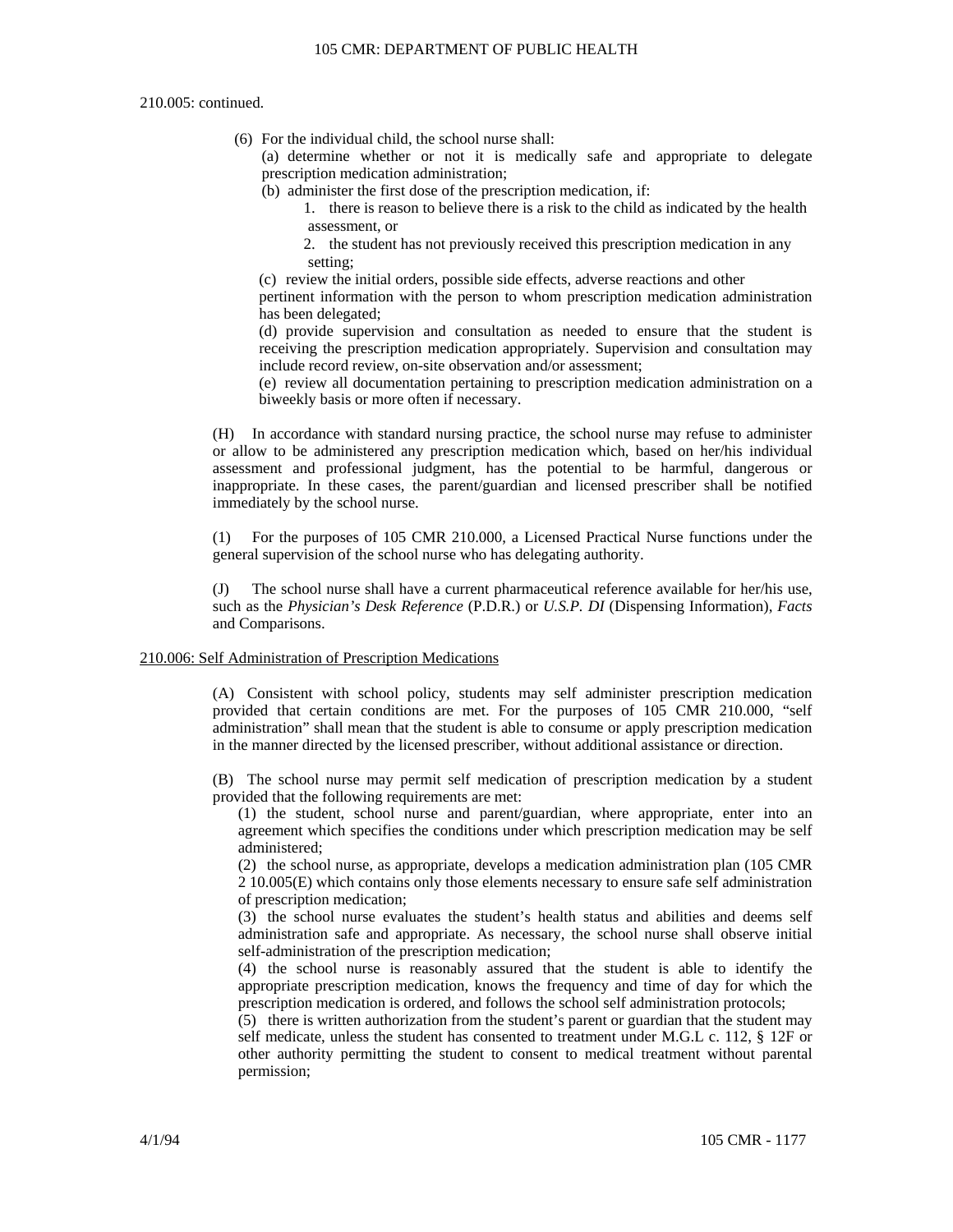210.005: continued.

(6) For the individual child, the school nurse shall:

(a) determine whether or not it is medically safe and appropriate to delegate prescription medication administration;

(b) administer the first dose of the prescription medication, if:

1. there is reason to believe there is a risk to the child as indicated by the health assessment, or

2. the student has not previously received this prescription medication in any setting;

(c) review the initial orders, possible side effects, adverse reactions and other pertinent information with the person to whom prescription medication administration has been delegated;

(d) provide supervision and consultation as needed to ensure that the student is receiving the prescription medication appropriately. Supervision and consultation may include record review, on-site observation and/or assessment;

(e) review all documentation pertaining to prescription medication administration on a biweekly basis or more often if necessary.

(H) In accordance with standard nursing practice, the school nurse may refuse to administer or allow to be administered any prescription medication which, based on her/his individual assessment and professional judgment, has the potential to be harmful, dangerous or inappropriate. In these cases, the parent/guardian and licensed prescriber shall be notified immediately by the school nurse.

(1) For the purposes of 105 CMR 210.000, a Licensed Practical Nurse functions under the general supervision of the school nurse who has delegating authority.

(J) The school nurse shall have a current pharmaceutical reference available for her/his use, such as the *Physician's Desk Reference* (P.D.R.) or *U.S.P. DI* (Dispensing Information), *Facts* and Comparisons.

210.006: Self Administration of Prescription Medications

(A) Consistent with school policy, students may self administer prescription medication provided that certain conditions are met. For the purposes of 105 CMR 210.000, "self administration" shall mean that the student is able to consume or apply prescription medication in the manner directed by the licensed prescriber, without additional assistance or direction.

(B) The school nurse may permit self medication of prescription medication by a student provided that the following requirements are met:

(1) the student, school nurse and parent/guardian, where appropriate, enter into an agreement which specifies the conditions under which prescription medication may be self administered;

(2) the school nurse, as appropriate, develops a medication administration plan (105 CMR 2 10.005(E) which contains only those elements necessary to ensure safe self administration of prescription medication;

(3) the school nurse evaluates the student's health status and abilities and deems self administration safe and appropriate. As necessary, the school nurse shall observe initial self-administration of the prescription medication;

(4) the school nurse is reasonably assured that the student is able to identify the appropriate prescription medication, knows the frequency and time of day for which the prescription medication is ordered, and follows the school self administration protocols;

(5) there is written authorization from the student's parent or guardian that the student may self medicate, unless the student has consented to treatment under M.G.L c. 112, § 12F or other authority permitting the student to consent to medical treatment without parental permission;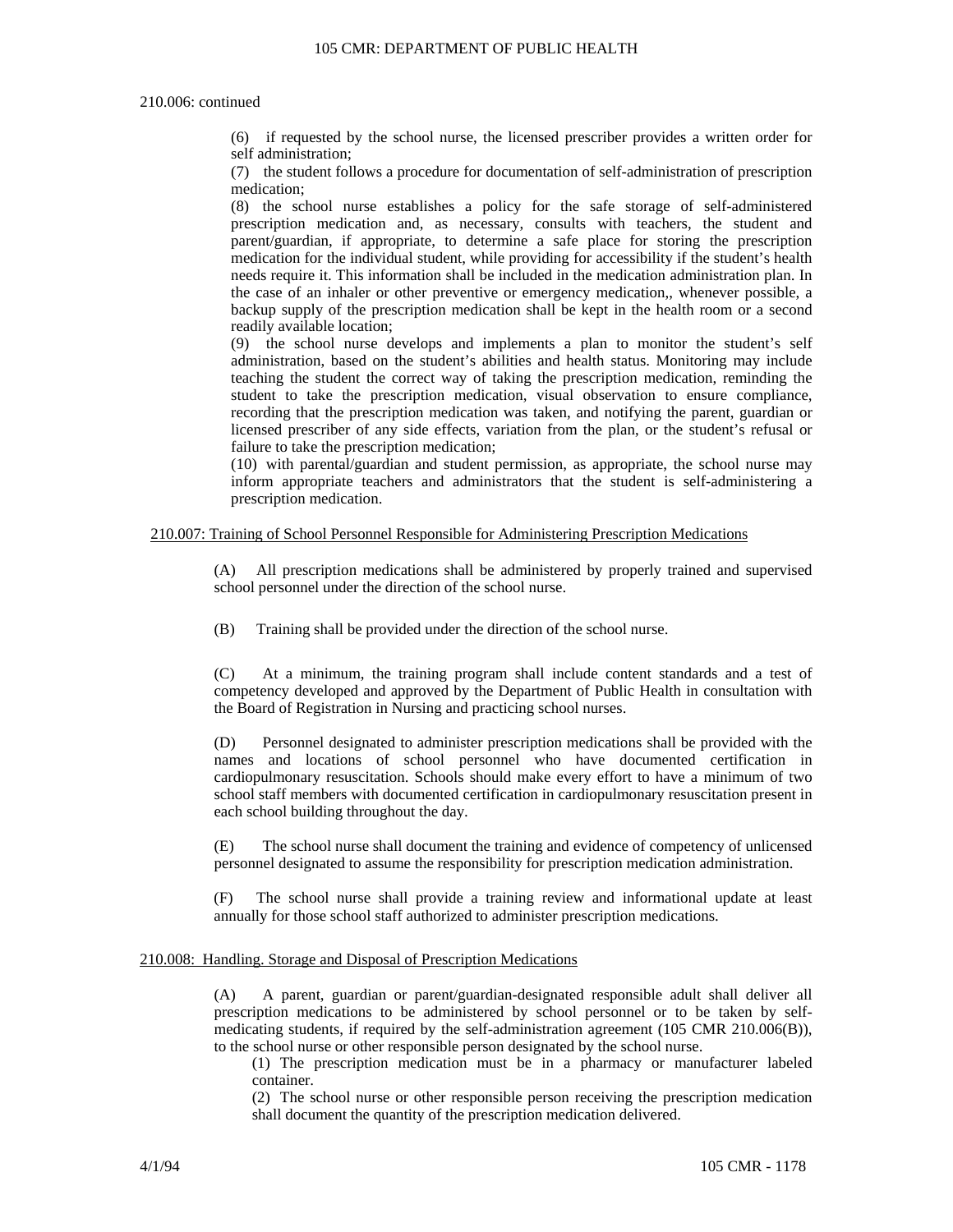210.006: continued

(6) if requested by the school nurse, the licensed prescriber provides a written order for self administration;

(7) the student follows a procedure for documentation of self-administration of prescription medication;

(8) the school nurse establishes a policy for the safe storage of self-administered prescription medication and, as necessary, consults with teachers, the student and parent/guardian, if appropriate, to determine a safe place for storing the prescription medication for the individual student, while providing for accessibility if the student's health needs require it. This information shall be included in the medication administration plan. In the case of an inhaler or other preventive or emergency medication,, whenever possible, a backup supply of the prescription medication shall be kept in the health room or a second readily available location;

(9) the school nurse develops and implements a plan to monitor the student's self administration, based on the student's abilities and health status. Monitoring may include teaching the student the correct way of taking the prescription medication, reminding the student to take the prescription medication, visual observation to ensure compliance, recording that the prescription medication was taken, and notifying the parent, guardian or licensed prescriber of any side effects, variation from the plan, or the student's refusal or failure to take the prescription medication;

(10) with parental/guardian and student permission, as appropriate, the school nurse may inform appropriate teachers and administrators that the student is self-administering a prescription medication.

## 210.007: Training of School Personnel Responsible for Administering Prescription Medications

(A) All prescription medications shall be administered by properly trained and supervised school personnel under the direction of the school nurse.

(B) Training shall be provided under the direction of the school nurse.

(C) At a minimum, the training program shall include content standards and a test of competency developed and approved by the Department of Public Health in consultation with the Board of Registration in Nursing and practicing school nurses.

(D) Personnel designated to administer prescription medications shall be provided with the names and locations of school personnel who have documented certification in cardiopulmonary resuscitation. Schools should make every effort to have a minimum of two school staff members with documented certification in cardiopulmonary resuscitation present in each school building throughout the day.

(E) The school nurse shall document the training and evidence of competency of unlicensed personnel designated to assume the responsibility for prescription medication administration.

(F) The school nurse shall provide a training review and informational update at least annually for those school staff authorized to administer prescription medications.

## 210.008: Handling. Storage and Disposal of Prescription Medications

(A) A parent, guardian or parent/guardian-designated responsible adult shall deliver all prescription medications to be administered by school personnel or to be taken by self-medicating students, if required by the self-administration agreement (105 CMR 210.006(B)), to the school nurse or other responsible person designated by the school nurse.

(1) The prescription medication must be in a pharmacy or manufacturer labeled container.

(2) The school nurse or other responsible person receiving the prescription medication shall document the quantity of the prescription medication delivered.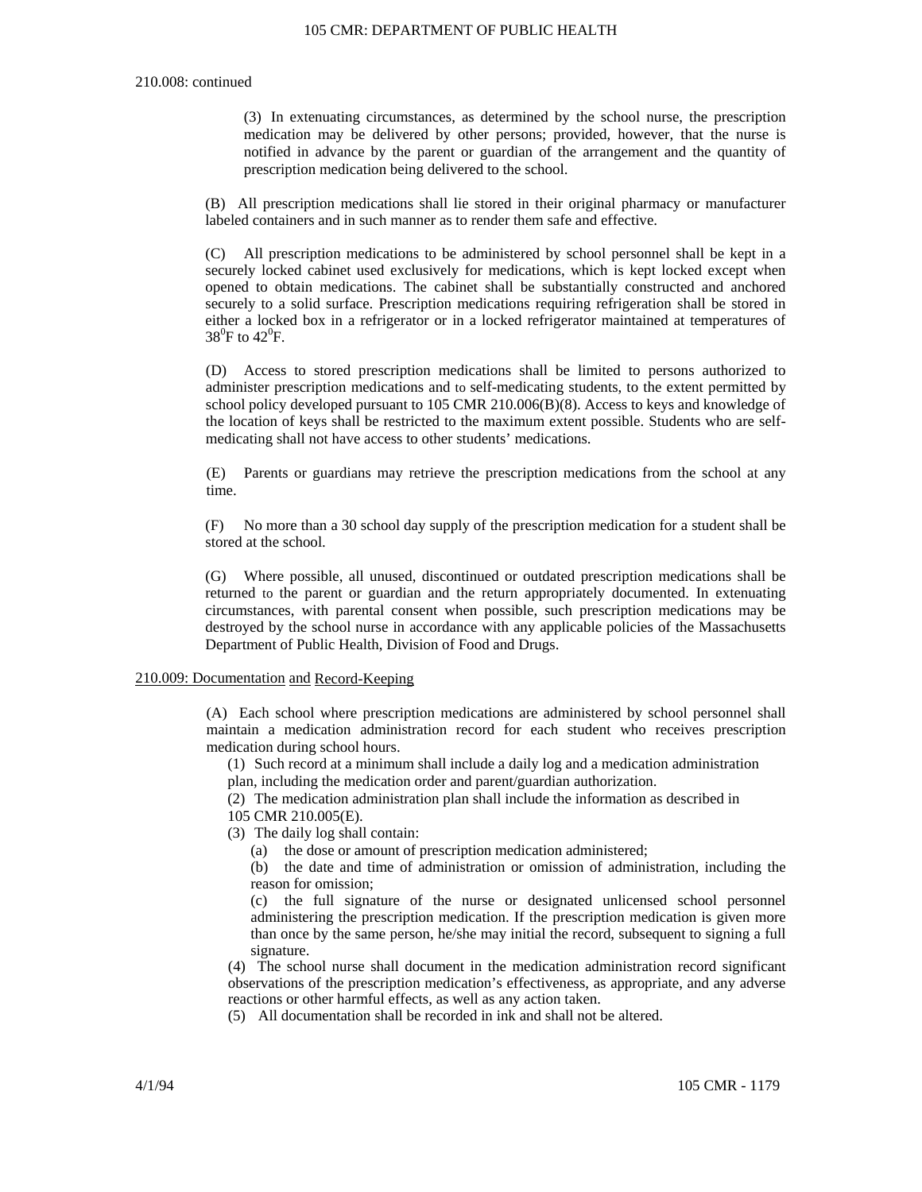210.008: continued

(3) In extenuating circumstances, as determined by the school nurse, the prescription medication may be delivered by other persons; provided, however, that the nurse is notified in advance by the parent or guardian of the arrangement and the quantity of prescription medication being delivered to the school.

(B) All prescription medications shall lie stored in their original pharmacy or manufacturer labeled containers and in such manner as to render them safe and effective.

(C) All prescription medications to be administered by school personnel shall be kept in a securely locked cabinet used exclusively for medications, which is kept locked except when opened to obtain medications. The cabinet shall be substantially constructed and anchored securely to a solid surface. Prescription medications requiring refrigeration shall be stored in either a locked box in a refrigerator or in a locked refrigerator maintained at temperatures of $38^0$F to $42^0$F.

(D) Access to stored prescription medications shall be limited to persons authorized to administer prescription medications and to self-medicating students, to the extent permitted by school policy developed pursuant to 105 CMR 210.006(B)(8). Access to keys and knowledge of the location of keys shall be restricted to the maximum extent possible. Students who are self-medicating shall not have access to other students' medications.

(E) Parents or guardians may retrieve the prescription medications from the school at any time.

(F) No more than a 30 school day supply of the prescription medication for a student shall be stored at the school.

(G) Where possible, all unused, discontinued or outdated prescription medications shall be returned to the parent or guardian and the return appropriately documented. In extenuating circumstances, with parental consent when possible, such prescription medications may be destroyed by the school nurse in accordance with any applicable policies of the Massachusetts Department of Public Health, Division of Food and Drugs.

## 210.009: Documentation and Record-Keeping

(A) Each school where prescription medications are administered by school personnel shall maintain a medication administration record for each student who receives prescription medication during school hours.

(1) Such record at a minimum shall include a daily log and a medication administration plan, including the medication order and parent/guardian authorization.

(2) The medication administration plan shall include the information as described in 105 CMR 210.005(E).

(3) The daily log shall contain:

(a) the dose or amount of prescription medication administered;

(b) the date and time of administration or omission of administration, including the reason for omission;

(c) the full signature of the nurse or designated unlicensed school personnel administering the prescription medication. If the prescription medication is given more than once by the same person, he/she may initial the record, subsequent to signing a full signature.

(4) The school nurse shall document in the medication administration record significant observations of the prescription medication's effectiveness, as appropriate, and any adverse reactions or other harmful effects, as well as any action taken.

(5) All documentation shall be recorded in ink and shall not be altered.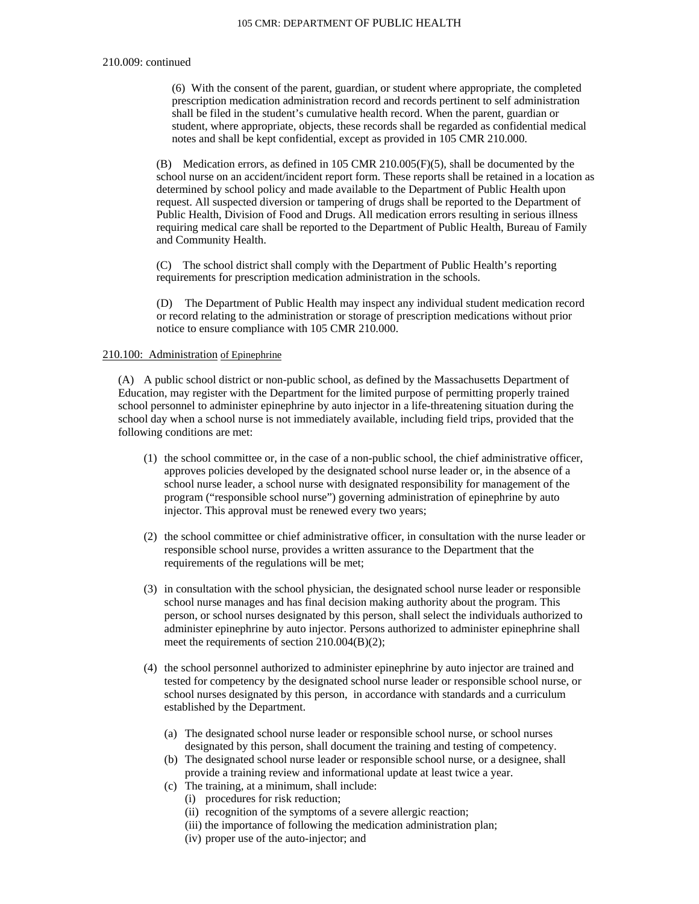210.009: continued

(6) With the consent of the parent, guardian, or student where appropriate, the completed prescription medication administration record and records pertinent to self administration shall be filed in the student's cumulative health record. When the parent, guardian or student, where appropriate, objects, these records shall be regarded as confidential medical notes and shall be kept confidential, except as provided in 105 CMR 210.000.

(B) Medication errors, as defined in 105 CMR 210.005(F)(5), shall be documented by the school nurse on an accident/incident report form. These reports shall be retained in a location as determined by school policy and made available to the Department of Public Health upon request. All suspected diversion or tampering of drugs shall be reported to the Department of Public Health, Division of Food and Drugs. All medication errors resulting in serious illness requiring medical care shall be reported to the Department of Public Health, Bureau of Family and Community Health.

(C) The school district shall comply with the Department of Public Health's reporting requirements for prescription medication administration in the schools.

(D) The Department of Public Health may inspect any individual student medication record or record relating to the administration or storage of prescription medications without prior notice to ensure compliance with 105 CMR 210.000.

210.100: Administration of Epinephrine

(A) A public school district or non-public school, as defined by the Massachusetts Department of Education, may register with the Department for the limited purpose of permitting properly trained school personnel to administer epinephrine by auto injector in a life-threatening situation during the school day when a school nurse is not immediately available, including field trips, provided that the following conditions are met:

(1) the school committee or, in the case of a non-public school, the chief administrative officer, approves policies developed by the designated school nurse leader or, in the absence of a school nurse leader, a school nurse with designated responsibility for management of the program ("responsible school nurse") governing administration of epinephrine by auto injector. This approval must be renewed every two years;

(2) the school committee or chief administrative officer, in consultation with the nurse leader or responsible school nurse, provides a written assurance to the Department that the requirements of the regulations will be met;

(3) in consultation with the school physician, the designated school nurse leader or responsible school nurse manages and has final decision making authority about the program. This person, or school nurses designated by this person, shall select the individuals authorized to administer epinephrine by auto injector. Persons authorized to administer epinephrine shall meet the requirements of section 210.004(B)(2);

(4) the school personnel authorized to administer epinephrine by auto injector are trained and tested for competency by the designated school nurse leader or responsible school nurse, or school nurses designated by this person, in accordance with standards and a curriculum established by the Department.

(a) The designated school nurse leader or responsible school nurse, or school nurses designated by this person, shall document the training and testing of competency.
(b) The designated school nurse leader or responsible school nurse, or a designee, shall provide a training review and informational update at least twice a year.
(c) The training, at a minimum, shall include:
(i) procedures for risk reduction;
(ii) recognition of the symptoms of a severe allergic reaction;
(iii) the importance of following the medication administration plan;
(iv) proper use of the auto-injector; and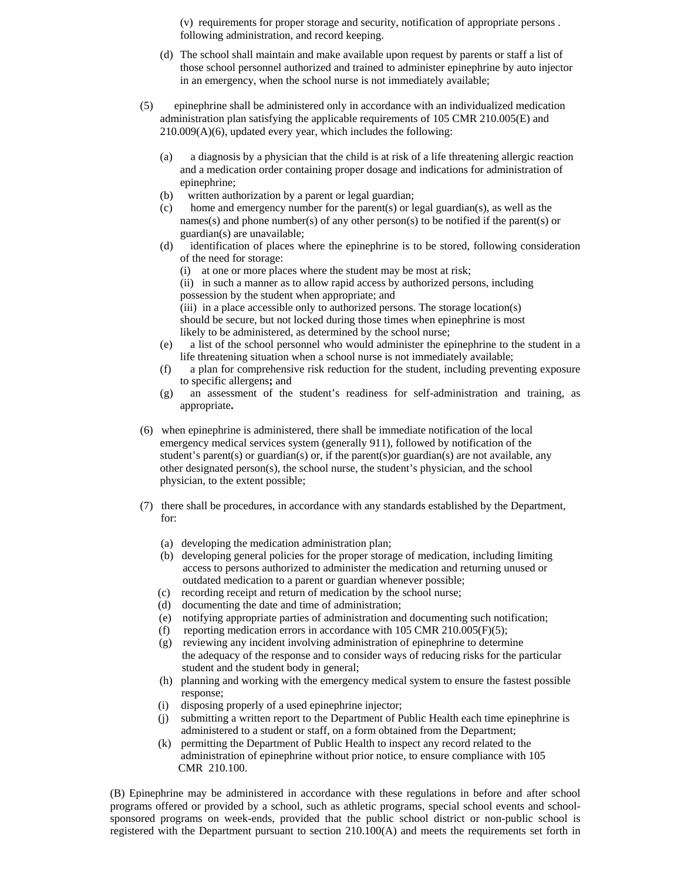(v) requirements for proper storage and security, notification of appropriate persons . following administration, and record keeping.

(d) The school shall maintain and make available upon request by parents or staff a list of those school personnel authorized and trained to administer epinephrine by auto injector in an emergency, when the school nurse is not immediately available;

(5) epinephrine shall be administered only in accordance with an individualized medication administration plan satisfying the applicable requirements of 105 CMR 210.005(E) and 210.009(A)(6), updated every year, which includes the following:

(a) a diagnosis by a physician that the child is at risk of a life threatening allergic reaction and a medication order containing proper dosage and indications for administration of epinephrine;
(b) written authorization by a parent or legal guardian;
(c) home and emergency number for the parent(s) or legal guardian(s), as well as the names(s) and phone number(s) of any other person(s) to be notified if the parent(s) or guardian(s) are unavailable;
(d) identification of places where the epinephrine is to be stored, following consideration of the need for storage:
(i) at one or more places where the student may be most at risk;
(ii) in such a manner as to allow rapid access by authorized persons, including possession by the student when appropriate; and
(iii) in a place accessible only to authorized persons. The storage location(s) should be secure, but not locked during those times when epinephrine is most likely to be administered, as determined by the school nurse;
(e) a list of the school personnel who would administer the epinephrine to the student in a life threatening situation when a school nurse is not immediately available;
(f) a plan for comprehensive risk reduction for the student, including preventing exposure to specific allergens**;** and
(g) an assessment of the student's readiness for self-administration and training, as appropriate**.**

(6) when epinephrine is administered, there shall be immediate notification of the local emergency medical services system (generally 911), followed by notification of the student's parent(s) or guardian(s) or, if the parent(s)or guardian(s) are not available, any other designated person(s), the school nurse, the student's physician, and the school physician, to the extent possible;

(7) there shall be procedures, in accordance with any standards established by the Department, for:

(a) developing the medication administration plan;
(b) developing general policies for the proper storage of medication, including limiting access to persons authorized to administer the medication and returning unused or outdated medication to a parent or guardian whenever possible;
(c) recording receipt and return of medication by the school nurse;
(d) documenting the date and time of administration;
(e) notifying appropriate parties of administration and documenting such notification;
(f) reporting medication errors in accordance with 105 CMR 210.005(F)(5);
(g) reviewing any incident involving administration of epinephrine to determine the adequacy of the response and to consider ways of reducing risks for the particular student and the student body in general;
(h) planning and working with the emergency medical system to ensure the fastest possible response;
(i) disposing properly of a used epinephrine injector;
(j) submitting a written report to the Department of Public Health each time epinephrine is administered to a student or staff, on a form obtained from the Department;
(k) permitting the Department of Public Health to inspect any record related to the administration of epinephrine without prior notice, to ensure compliance with 105 CMR 210.100.

(B) Epinephrine may be administered in accordance with these regulations in before and after school programs offered or provided by a school, such as athletic programs, special school events and school-sponsored programs on week-ends, provided that the public school district or non-public school is registered with the Department pursuant to section 210.100(A) and meets the requirements set forth in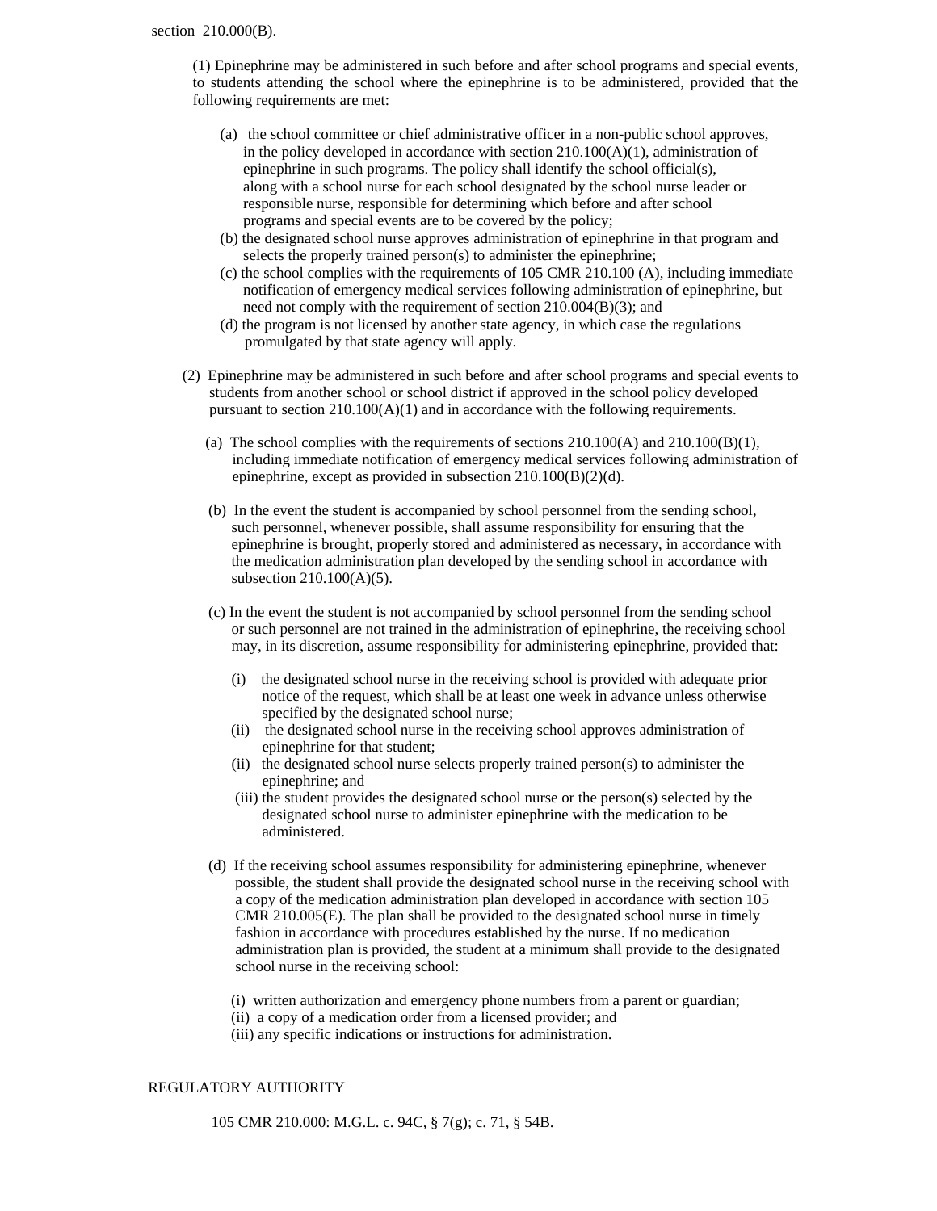section 210.000(B).

(1) Epinephrine may be administered in such before and after school programs and special events, to students attending the school where the epinephrine is to be administered, provided that the following requirements are met:

(a) the school committee or chief administrative officer in a non-public school approves, in the policy developed in accordance with section 210.100(A)(1), administration of epinephrine in such programs. The policy shall identify the school official(s), along with a school nurse for each school designated by the school nurse leader or responsible nurse, responsible for determining which before and after school programs and special events are to be covered by the policy;

(b) the designated school nurse approves administration of epinephrine in that program and selects the properly trained person(s) to administer the epinephrine;

(c) the school complies with the requirements of 105 CMR 210.100 (A), including immediate notification of emergency medical services following administration of epinephrine, but need not comply with the requirement of section 210.004(B)(3); and

(d) the program is not licensed by another state agency, in which case the regulations promulgated by that state agency will apply.

(2) Epinephrine may be administered in such before and after school programs and special events to students from another school or school district if approved in the school policy developed pursuant to section 210.100(A)(1) and in accordance with the following requirements.

(a) The school complies with the requirements of sections 210.100(A) and 210.100(B)(1), including immediate notification of emergency medical services following administration of epinephrine, except as provided in subsection 210.100(B)(2)(d).

(b) In the event the student is accompanied by school personnel from the sending school, such personnel, whenever possible, shall assume responsibility for ensuring that the epinephrine is brought, properly stored and administered as necessary, in accordance with the medication administration plan developed by the sending school in accordance with subsection 210.100(A)(5).

(c) In the event the student is not accompanied by school personnel from the sending school or such personnel are not trained in the administration of epinephrine, the receiving school may, in its discretion, assume responsibility for administering epinephrine, provided that:

(i) the designated school nurse in the receiving school is provided with adequate prior notice of the request, which shall be at least one week in advance unless otherwise specified by the designated school nurse;

(ii) the designated school nurse in the receiving school approves administration of epinephrine for that student;

(ii) the designated school nurse selects properly trained person(s) to administer the epinephrine; and

(iii) the student provides the designated school nurse or the person(s) selected by the designated school nurse to administer epinephrine with the medication to be administered.

(d) If the receiving school assumes responsibility for administering epinephrine, whenever possible, the student shall provide the designated school nurse in the receiving school with a copy of the medication administration plan developed in accordance with section 105 CMR 210.005(E). The plan shall be provided to the designated school nurse in timely fashion in accordance with procedures established by the nurse. If no medication administration plan is provided, the student at a minimum shall provide to the designated school nurse in the receiving school:

(i) written authorization and emergency phone numbers from a parent or guardian;

(ii) a copy of a medication order from a licensed provider; and

(iii) any specific indications or instructions for administration.

REGULATORY AUTHORITY

105 CMR 210.000: M.G.L. c. 94C, § 7(g); c. 71, § 54B.